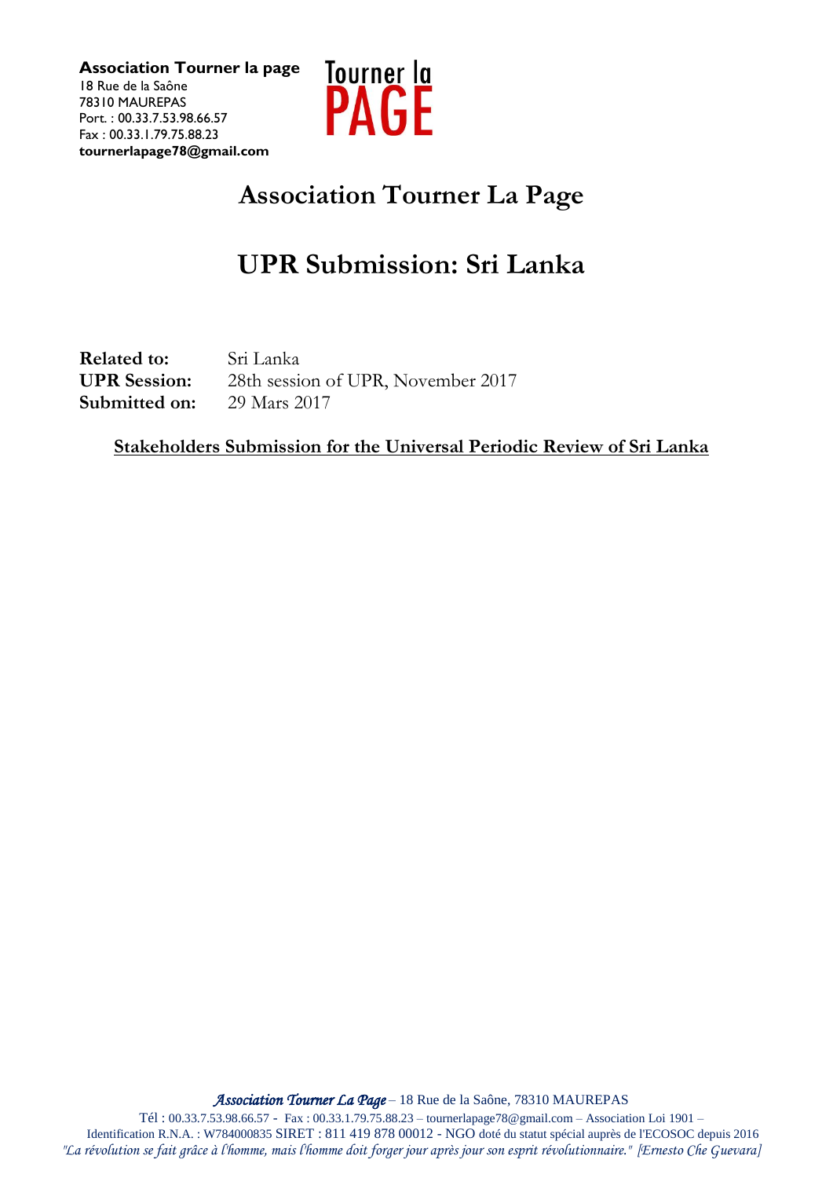**Association Tourner la page**
18 Rue de la Saône
78310 MAUREPAS
Port. : 00.33.7.53.98.66.57
Fax : 00.33.1.79.75.88.23
**tournerlapage78@gmail.com**

Tourner la PAGE

# Association Tourner La Page

# UPR Submission: Sri Lanka

**Related to:** Sri Lanka
**UPR Session:** 28th session of UPR, November 2017
**Submitted on:** 29 Mars 2017

**Stakeholders Submission for the Universal Periodic Review of Sri Lanka**

*Association Tourner La Page* – 18 Rue de la Saône, 78310 MAUREPAS
Tél : 00.33.7.53.98.66.57 - Fax : 00.33.1.79.75.88.23 – tournerlapage78@gmail.com – Association Loi 1901 –
Identification R.N.A. : W784000835 SIRET : 811 419 878 00012 - NGO doté du statut spécial auprès de l'ECOSOC depuis 2016
*"La révolution se fait grâce à l'homme, mais l'homme doit forger jour après jour son esprit révolutionnaire." [Ernesto Che Guevara]*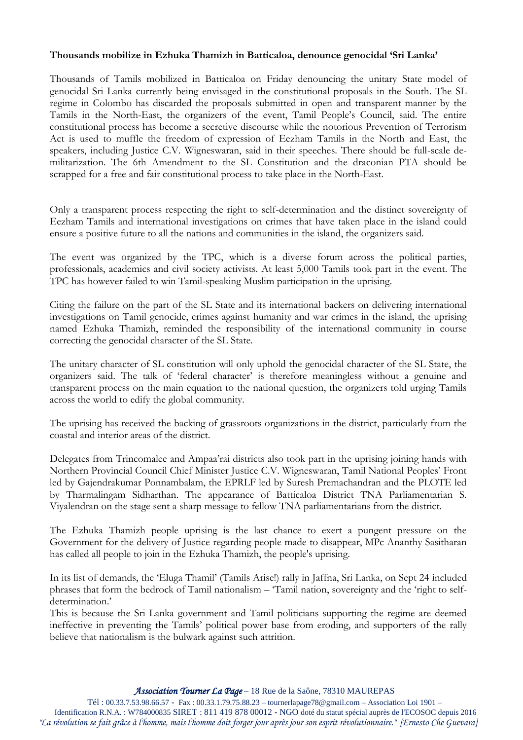**Thousands mobilize in Ezhuka Thamizh in Batticaloa, denounce genocidal 'Sri Lanka'**

Thousands of Tamils mobilized in Batticaloa on Friday denouncing the unitary State model of genocidal Sri Lanka currently being envisaged in the constitutional proposals in the South. The SL regime in Colombo has discarded the proposals submitted in open and transparent manner by the Tamils in the North-East, the organizers of the event, Tamil People's Council, said. The entire constitutional process has become a secretive discourse while the notorious Prevention of Terrorism Act is used to muffle the freedom of expression of Eezham Tamils in the North and East, the speakers, including Justice C.V. Wigneswaran, said in their speeches. There should be full-scale de-militarization. The 6th Amendment to the SL Constitution and the draconian PTA should be scrapped for a free and fair constitutional process to take place in the North-East.

Only a transparent process respecting the right to self-determination and the distinct sovereignty of Eezham Tamils and international investigations on crimes that have taken place in the island could ensure a positive future to all the nations and communities in the island, the organizers said.

The event was organized by the TPC, which is a diverse forum across the political parties, professionals, academics and civil society activists. At least 5,000 Tamils took part in the event. The TPC has however failed to win Tamil-speaking Muslim participation in the uprising.

Citing the failure on the part of the SL State and its international backers on delivering international investigations on Tamil genocide, crimes against humanity and war crimes in the island, the uprising named Ezhuka Thamizh, reminded the responsibility of the international community in course correcting the genocidal character of the SL State.

The unitary character of SL constitution will only uphold the genocidal character of the SL State, the organizers said. The talk of 'federal character' is therefore meaningless without a genuine and transparent process on the main equation to the national question, the organizers told urging Tamils across the world to edify the global community.

The uprising has received the backing of grassroots organizations in the district, particularly from the coastal and interior areas of the district.

Delegates from Trincomalee and Ampaa'rai districts also took part in the uprising joining hands with Northern Provincial Council Chief Minister Justice C.V. Wigneswaran, Tamil National Peoples' Front led by Gajendrakumar Ponnambalam, the EPRLF led by Suresh Premachandran and the PLOTE led by Tharmalingam Sidharthan. The appearance of Batticaloa District TNA Parliamentarian S. Viyalendran on the stage sent a sharp message to fellow TNA parliamentarians from the district.

The Ezhuka Thamizh people uprising is the last chance to exert a pungent pressure on the Government for the delivery of Justice regarding people made to disappear, MPc Ananthy Sasitharan has called all people to join in the Ezhuka Thamizh, the people's uprising.

In its list of demands, the 'Eluga Thamil' (Tamils Arise!) rally in Jaffna, Sri Lanka, on Sept 24 included phrases that form the bedrock of Tamil nationalism – 'Tamil nation, sovereignty and the 'right to self-determination.'

This is because the Sri Lanka government and Tamil politicians supporting the regime are deemed ineffective in preventing the Tamils' political power base from eroding, and supporters of the rally believe that nationalism is the bulwark against such attrition.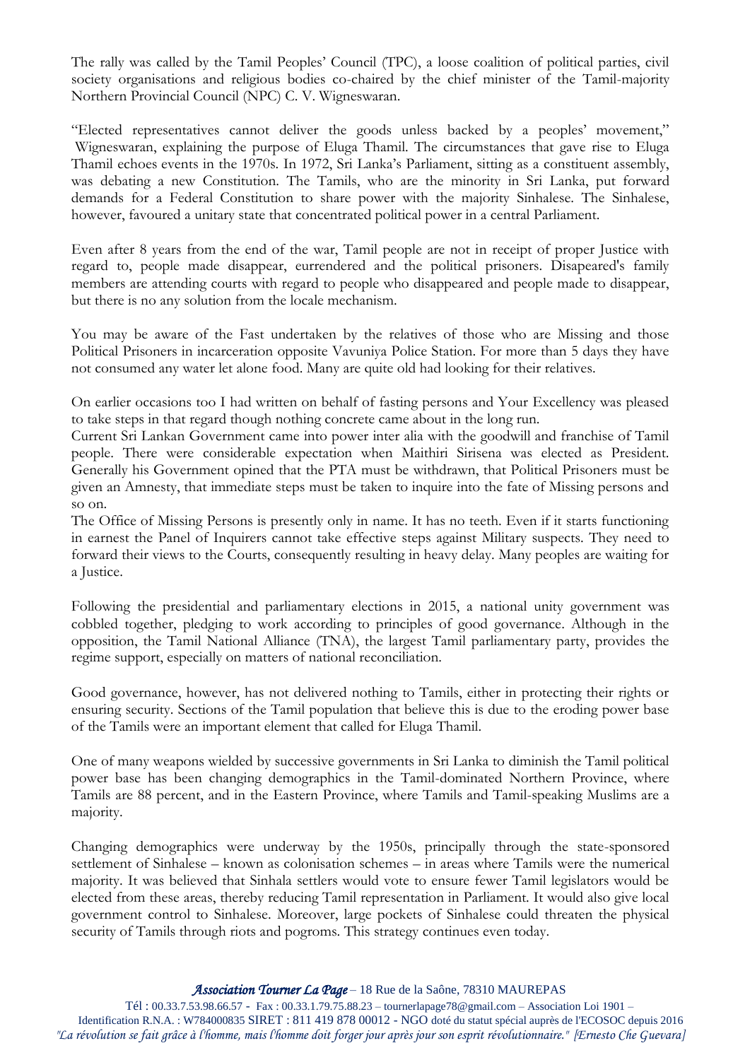The rally was called by the Tamil Peoples' Council (TPC), a loose coalition of political parties, civil society organisations and religious bodies co-chaired by the chief minister of the Tamil-majority Northern Provincial Council (NPC) C. V. Wigneswaran.

"Elected representatives cannot deliver the goods unless backed by a peoples' movement," Wigneswaran, explaining the purpose of Eluga Thamil. The circumstances that gave rise to Eluga Thamil echoes events in the 1970s. In 1972, Sri Lanka's Parliament, sitting as a constituent assembly, was debating a new Constitution. The Tamils, who are the minority in Sri Lanka, put forward demands for a Federal Constitution to share power with the majority Sinhalese. The Sinhalese, however, favoured a unitary state that concentrated political power in a central Parliament.

Even after 8 years from the end of the war, Tamil people are not in receipt of proper Justice with regard to, people made disappear, eurrendered and the political prisoners. Disapeared's family members are attending courts with regard to people who disappeared and people made to disappear, but there is no any solution from the locale mechanism.

You may be aware of the Fast undertaken by the relatives of those who are Missing and those Political Prisoners in incarceration opposite Vavuniya Police Station. For more than 5 days they have not consumed any water let alone food. Many are quite old had looking for their relatives.

On earlier occasions too I had written on behalf of fasting persons and Your Excellency was pleased to take steps in that regard though nothing concrete came about in the long run.
Current Sri Lankan Government came into power inter alia with the goodwill and franchise of Tamil people. There were considerable expectation when Maithiri Sirisena was elected as President. Generally his Government opined that the PTA must be withdrawn, that Political Prisoners must be given an Amnesty, that immediate steps must be taken to inquire into the fate of Missing persons and so on.
The Office of Missing Persons is presently only in name. It has no teeth. Even if it starts functioning in earnest the Panel of Inquirers cannot take effective steps against Military suspects. They need to forward their views to the Courts, consequently resulting in heavy delay. Many peoples are waiting for a Justice.

Following the presidential and parliamentary elections in 2015, a national unity government was cobbled together, pledging to work according to principles of good governance. Although in the opposition, the Tamil National Alliance (TNA), the largest Tamil parliamentary party, provides the regime support, especially on matters of national reconciliation.

Good governance, however, has not delivered nothing to Tamils, either in protecting their rights or ensuring security. Sections of the Tamil population that believe this is due to the eroding power base of the Tamils were an important element that called for Eluga Thamil.

One of many weapons wielded by successive governments in Sri Lanka to diminish the Tamil political power base has been changing demographics in the Tamil-dominated Northern Province, where Tamils are 88 percent, and in the Eastern Province, where Tamils and Tamil-speaking Muslims are a majority.

Changing demographics were underway by the 1950s, principally through the state-sponsored settlement of Sinhalese – known as colonisation schemes – in areas where Tamils were the numerical majority. It was believed that Sinhala settlers would vote to ensure fewer Tamil legislators would be elected from these areas, thereby reducing Tamil representation in Parliament. It would also give local government control to Sinhalese. Moreover, large pockets of Sinhalese could threaten the physical security of Tamils through riots and pogroms. This strategy continues even today.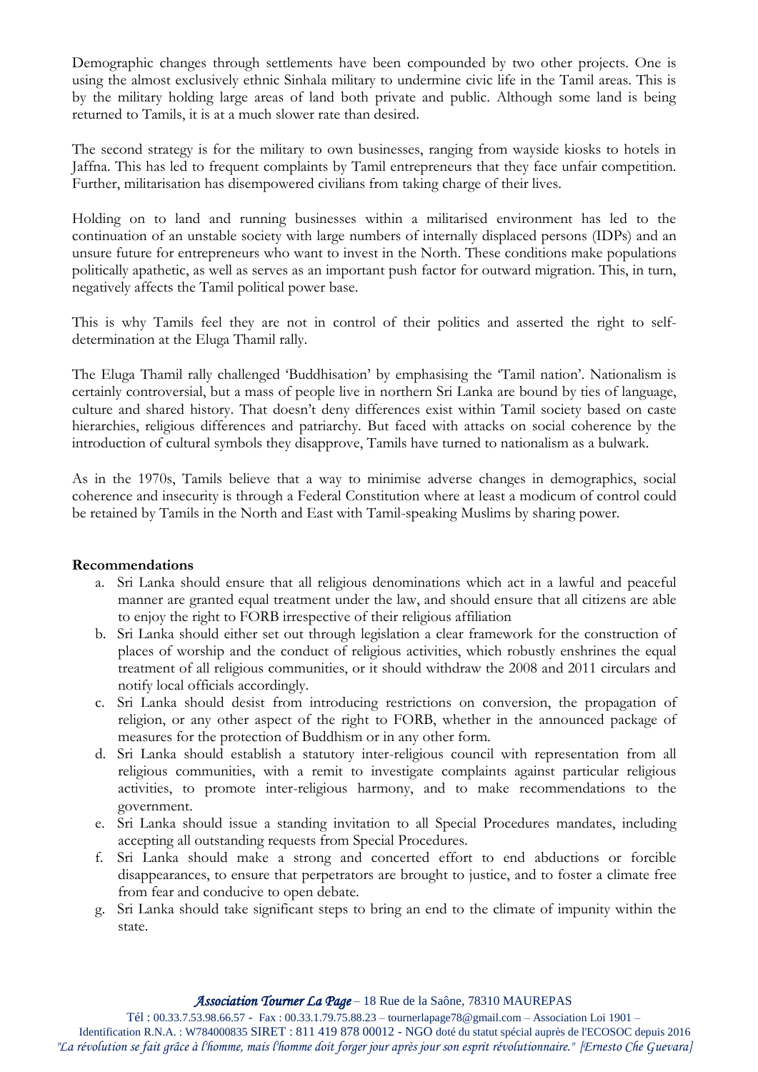Demographic changes through settlements have been compounded by two other projects. One is using the almost exclusively ethnic Sinhala military to undermine civic life in the Tamil areas. This is by the military holding large areas of land both private and public. Although some land is being returned to Tamils, it is at a much slower rate than desired.

The second strategy is for the military to own businesses, ranging from wayside kiosks to hotels in Jaffna. This has led to frequent complaints by Tamil entrepreneurs that they face unfair competition. Further, militarisation has disempowered civilians from taking charge of their lives.

Holding on to land and running businesses within a militarised environment has led to the continuation of an unstable society with large numbers of internally displaced persons (IDPs) and an unsure future for entrepreneurs who want to invest in the North. These conditions make populations politically apathetic, as well as serves as an important push factor for outward migration. This, in turn, negatively affects the Tamil political power base.

This is why Tamils feel they are not in control of their politics and asserted the right to self-determination at the Eluga Thamil rally.

The Eluga Thamil rally challenged 'Buddhisation' by emphasising the 'Tamil nation'. Nationalism is certainly controversial, but a mass of people live in northern Sri Lanka are bound by ties of language, culture and shared history. That doesn't deny differences exist within Tamil society based on caste hierarchies, religious differences and patriarchy. But faced with attacks on social coherence by the introduction of cultural symbols they disapprove, Tamils have turned to nationalism as a bulwark.

As in the 1970s, Tamils believe that a way to minimise adverse changes in demographics, social coherence and insecurity is through a Federal Constitution where at least a modicum of control could be retained by Tamils in the North and East with Tamil-speaking Muslims by sharing power.

**Recommendations**

a. Sri Lanka should ensure that all religious denominations which act in a lawful and peaceful manner are granted equal treatment under the law, and should ensure that all citizens are able to enjoy the right to FORB irrespective of their religious affiliation
b. Sri Lanka should either set out through legislation a clear framework for the construction of places of worship and the conduct of religious activities, which robustly enshrines the equal treatment of all religious communities, or it should withdraw the 2008 and 2011 circulars and notify local officials accordingly.
c. Sri Lanka should desist from introducing restrictions on conversion, the propagation of religion, or any other aspect of the right to FORB, whether in the announced package of measures for the protection of Buddhism or in any other form.
d. Sri Lanka should establish a statutory inter-religious council with representation from all religious communities, with a remit to investigate complaints against particular religious activities, to promote inter-religious harmony, and to make recommendations to the government.
e. Sri Lanka should issue a standing invitation to all Special Procedures mandates, including accepting all outstanding requests from Special Procedures.
f. Sri Lanka should make a strong and concerted effort to end abductions or forcible disappearances, to ensure that perpetrators are brought to justice, and to foster a climate free from fear and conducive to open debate.
g. Sri Lanka should take significant steps to bring an end to the climate of impunity within the state.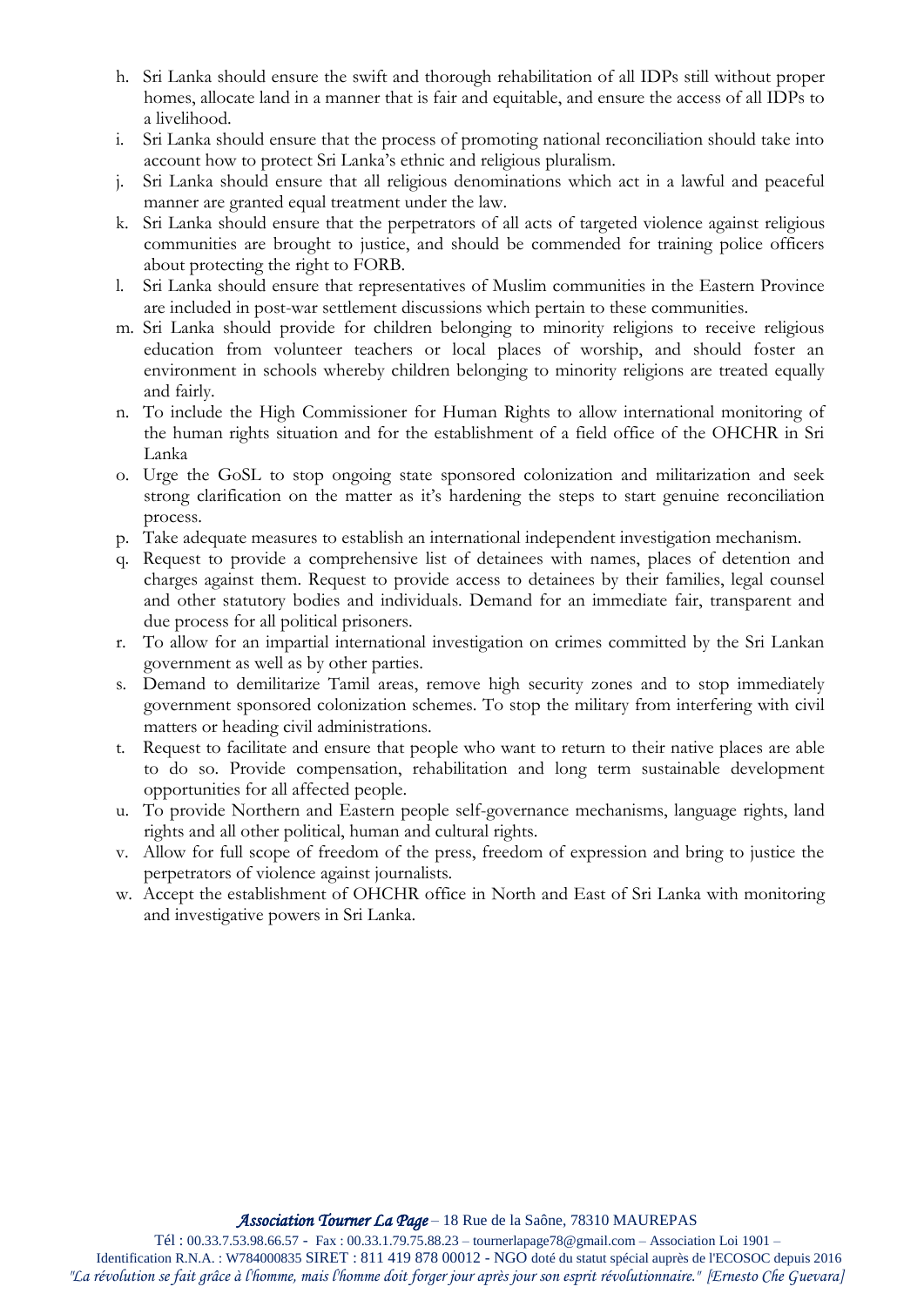h. Sri Lanka should ensure the swift and thorough rehabilitation of all IDPs still without proper homes, allocate land in a manner that is fair and equitable, and ensure the access of all IDPs to a livelihood.
i. Sri Lanka should ensure that the process of promoting national reconciliation should take into account how to protect Sri Lanka's ethnic and religious pluralism.
j. Sri Lanka should ensure that all religious denominations which act in a lawful and peaceful manner are granted equal treatment under the law.
k. Sri Lanka should ensure that the perpetrators of all acts of targeted violence against religious communities are brought to justice, and should be commended for training police officers about protecting the right to FORB.
l. Sri Lanka should ensure that representatives of Muslim communities in the Eastern Province are included in post-war settlement discussions which pertain to these communities.
m. Sri Lanka should provide for children belonging to minority religions to receive religious education from volunteer teachers or local places of worship, and should foster an environment in schools whereby children belonging to minority religions are treated equally and fairly.
n. To include the High Commissioner for Human Rights to allow international monitoring of the human rights situation and for the establishment of a field office of the OHCHR in Sri Lanka
o. Urge the GoSL to stop ongoing state sponsored colonization and militarization and seek strong clarification on the matter as it's hardening the steps to start genuine reconciliation process.
p. Take adequate measures to establish an international independent investigation mechanism.
q. Request to provide a comprehensive list of detainees with names, places of detention and charges against them. Request to provide access to detainees by their families, legal counsel and other statutory bodies and individuals. Demand for an immediate fair, transparent and due process for all political prisoners.
r. To allow for an impartial international investigation on crimes committed by the Sri Lankan government as well as by other parties.
s. Demand to demilitarize Tamil areas, remove high security zones and to stop immediately government sponsored colonization schemes. To stop the military from interfering with civil matters or heading civil administrations.
t. Request to facilitate and ensure that people who want to return to their native places are able to do so. Provide compensation, rehabilitation and long term sustainable development opportunities for all affected people.
u. To provide Northern and Eastern people self-governance mechanisms, language rights, land rights and all other political, human and cultural rights.
v. Allow for full scope of freedom of the press, freedom of expression and bring to justice the perpetrators of violence against journalists.
w. Accept the establishment of OHCHR office in North and East of Sri Lanka with monitoring and investigative powers in Sri Lanka.